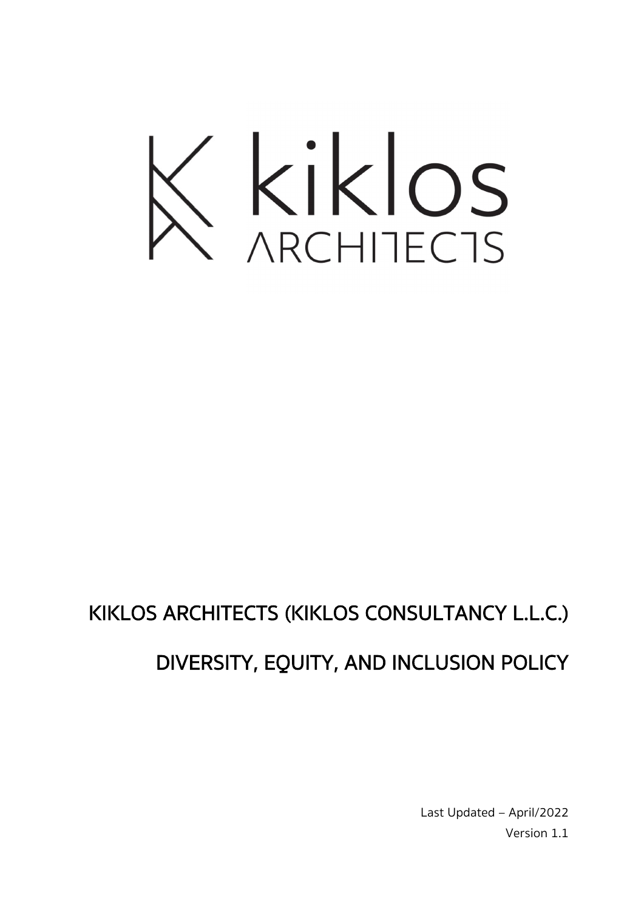kiklos ARCHITECTS

# KIKLOS ARCHITECTS (KIKLOS CONSULTANCY L.L.C.)

# DIVERSITY, EQUITY, AND INCLUSION POLICY

Last Updated – April/2022

Version 1.1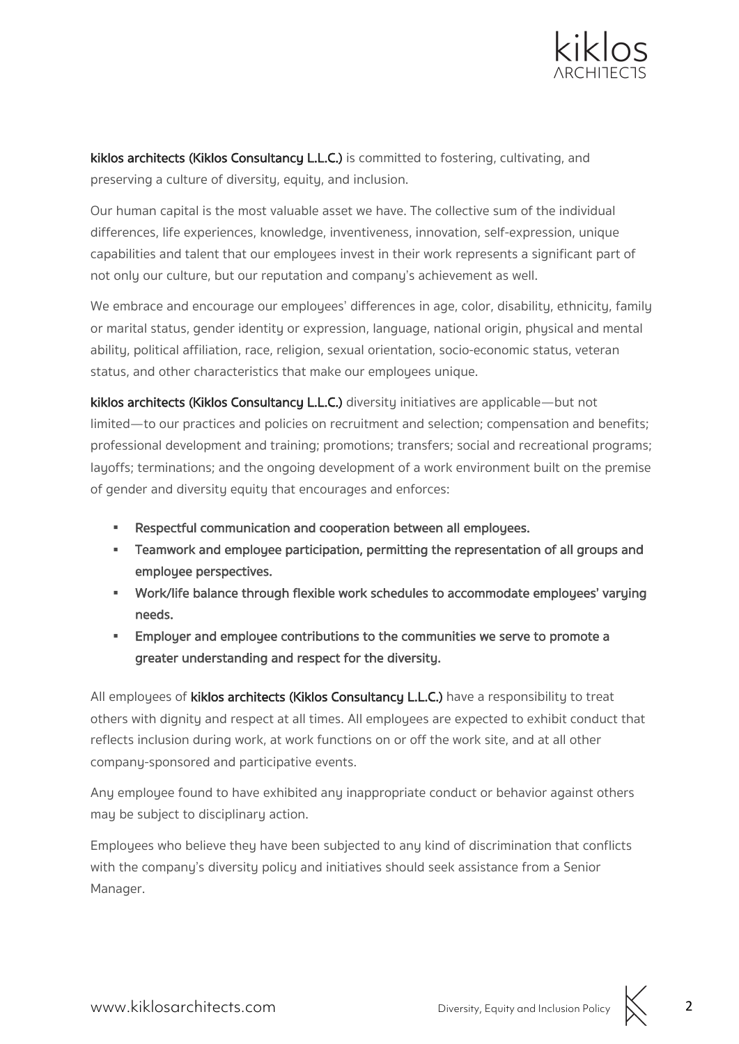**kiklos architects (Kiklos Consultancy L.L.C.)** is committed to fostering, cultivating, and preserving a culture of diversity, equity, and inclusion.

Our human capital is the most valuable asset we have. The collective sum of the individual differences, life experiences, knowledge, inventiveness, innovation, self-expression, unique capabilities and talent that our employees invest in their work represents a significant part of not only our culture, but our reputation and company's achievement as well.

We embrace and encourage our employees' differences in age, color, disability, ethnicity, family or marital status, gender identity or expression, language, national origin, physical and mental ability, political affiliation, race, religion, sexual orientation, socio-economic status, veteran status, and other characteristics that make our employees unique.

**kiklos architects (Kiklos Consultancy L.L.C.)** diversity initiatives are applicable—but not limited—to our practices and policies on recruitment and selection; compensation and benefits; professional development and training; promotions; transfers; social and recreational programs; layoffs; terminations; and the ongoing development of a work environment built on the premise of gender and diversity equity that encourages and enforces:

- **Respectful communication and cooperation between all employees.**
- **Teamwork and employee participation, permitting the representation of all groups and employee perspectives.**
- **Work/life balance through flexible work schedules to accommodate employees' varying needs.**
- **Employer and employee contributions to the communities we serve to promote a greater understanding and respect for the diversity.**

All employees of **kiklos architects (Kiklos Consultancy L.L.C.)** have a responsibility to treat others with dignity and respect at all times. All employees are expected to exhibit conduct that reflects inclusion during work, at work functions on or off the work site, and at all other company-sponsored and participative events.

Any employee found to have exhibited any inappropriate conduct or behavior against others may be subject to disciplinary action.

Employees who believe they have been subjected to any kind of discrimination that conflicts with the company's diversity policy and initiatives should seek assistance from a Senior Manager.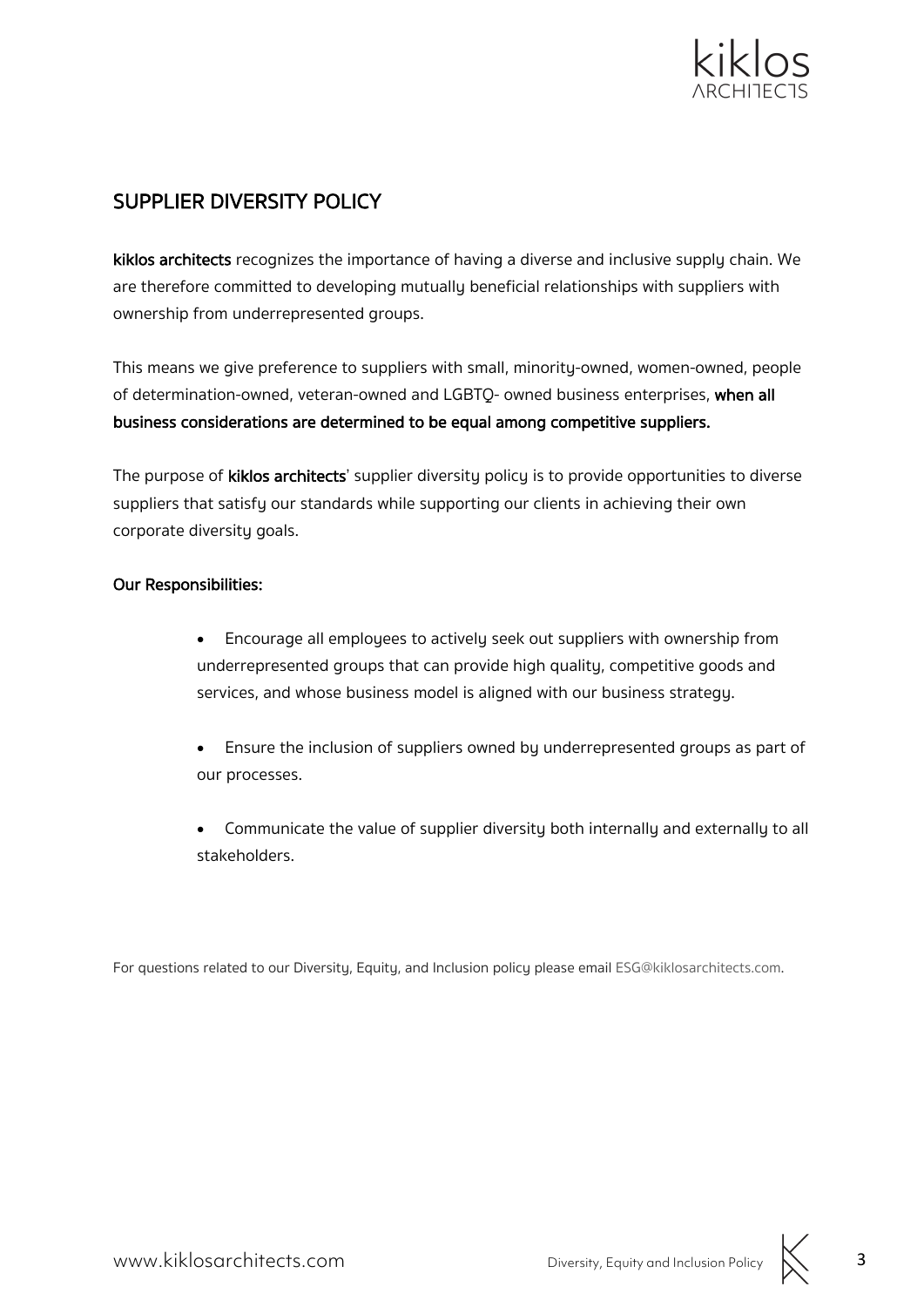## SUPPLIER DIVERSITY POLICY

**kiklos architects** recognizes the importance of having a diverse and inclusive supply chain. We are therefore committed to developing mutually beneficial relationships with suppliers with ownership from underrepresented groups.

This means we give preference to suppliers with small, minority-owned, women-owned, people of determination-owned, veteran-owned and LGBTQ- owned business enterprises, **when all business considerations are determined to be equal among competitive suppliers.**

The purpose of **kiklos architects**' supplier diversity policy is to provide opportunities to diverse suppliers that satisfy our standards while supporting our clients in achieving their own corporate diversity goals.

**Our Responsibilities:**

- Encourage all employees to actively seek out suppliers with ownership from underrepresented groups that can provide high quality, competitive goods and services, and whose business model is aligned with our business strategy.
- Ensure the inclusion of suppliers owned by underrepresented groups as part of our processes.
- Communicate the value of supplier diversity both internally and externally to all stakeholders.

For questions related to our Diversity, Equity, and Inclusion policy please email ESG@kiklosarchitects.com.